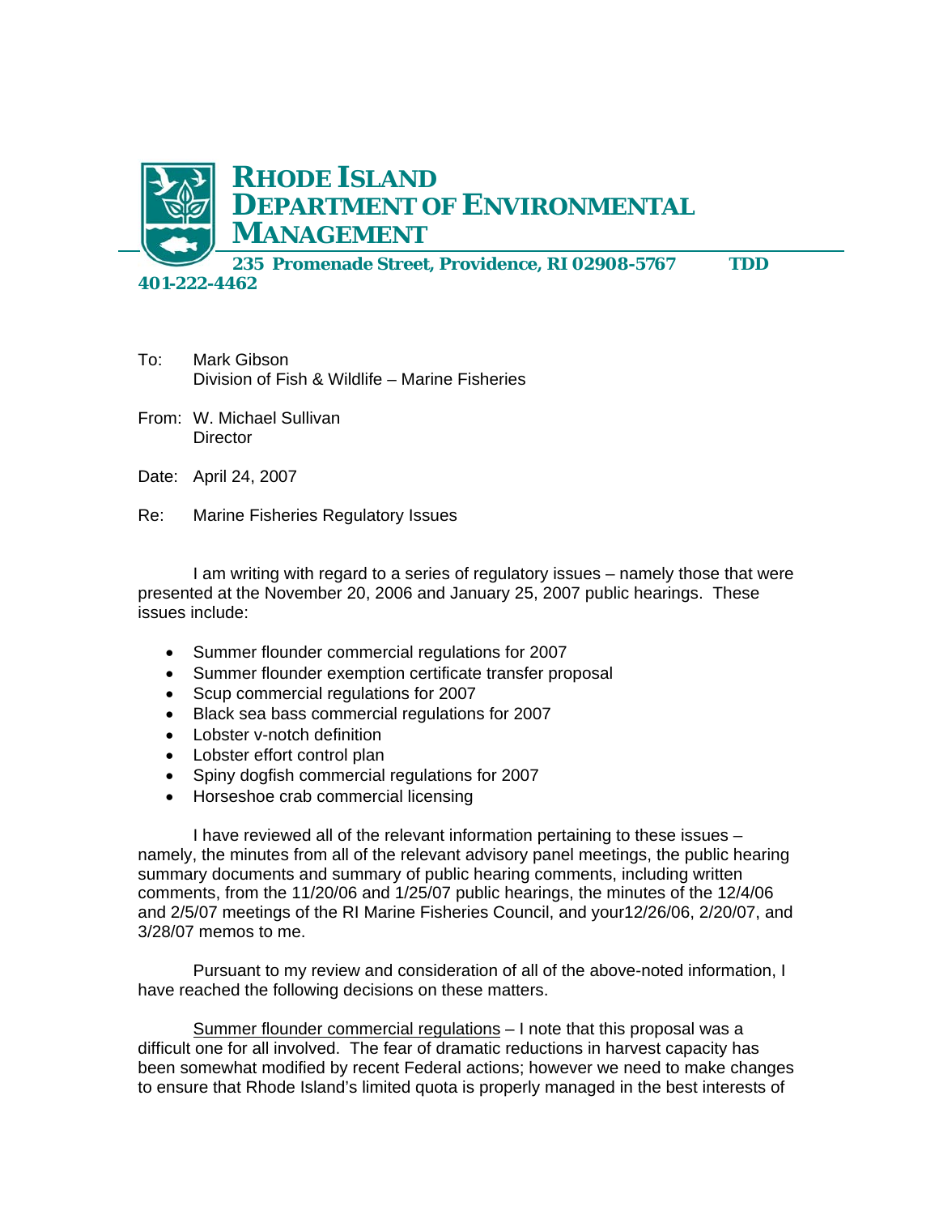# RHODE ISLAND DEPARTMENT OF ENVIRONMENTAL MANAGEMENT

**235 Promenade Street, Providence, RI 02908-5767 TDD 401-222-4462**

To: Mark Gibson
Division of Fish & Wildlife – Marine Fisheries

From: W. Michael Sullivan
Director

Date: April 24, 2007

Re: Marine Fisheries Regulatory Issues

I am writing with regard to a series of regulatory issues – namely those that were presented at the November 20, 2006 and January 25, 2007 public hearings. These issues include:

- Summer flounder commercial regulations for 2007
- Summer flounder exemption certificate transfer proposal
- Scup commercial regulations for 2007
- Black sea bass commercial regulations for 2007
- Lobster v-notch definition
- Lobster effort control plan
- Spiny dogfish commercial regulations for 2007
- Horseshoe crab commercial licensing

I have reviewed all of the relevant information pertaining to these issues – namely, the minutes from all of the relevant advisory panel meetings, the public hearing summary documents and summary of public hearing comments, including written comments, from the 11/20/06 and 1/25/07 public hearings, the minutes of the 12/4/06 and 2/5/07 meetings of the RI Marine Fisheries Council, and your12/26/06, 2/20/07, and 3/28/07 memos to me.

Pursuant to my review and consideration of all of the above-noted information, I have reached the following decisions on these matters.

<u>Summer flounder commercial regulations</u> – I note that this proposal was a difficult one for all involved. The fear of dramatic reductions in harvest capacity has been somewhat modified by recent Federal actions; however we need to make changes to ensure that Rhode Island's limited quota is properly managed in the best interests of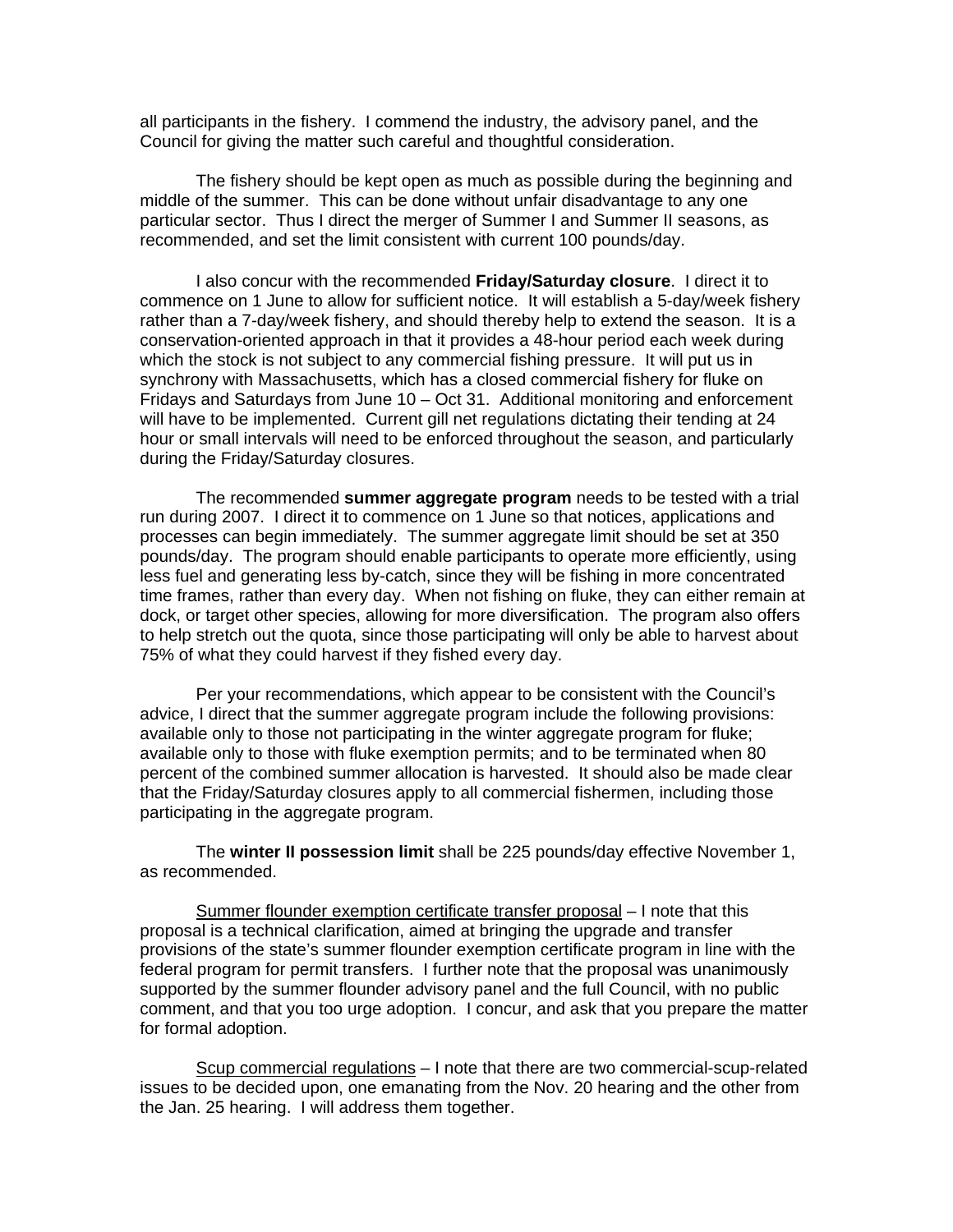all participants in the fishery. I commend the industry, the advisory panel, and the Council for giving the matter such careful and thoughtful consideration.

The fishery should be kept open as much as possible during the beginning and middle of the summer. This can be done without unfair disadvantage to any one particular sector. Thus I direct the merger of Summer I and Summer II seasons, as recommended, and set the limit consistent with current 100 pounds/day.

I also concur with the recommended **Friday/Saturday closure**. I direct it to commence on 1 June to allow for sufficient notice. It will establish a 5-day/week fishery rather than a 7-day/week fishery, and should thereby help to extend the season. It is a conservation-oriented approach in that it provides a 48-hour period each week during which the stock is not subject to any commercial fishing pressure. It will put us in synchrony with Massachusetts, which has a closed commercial fishery for fluke on Fridays and Saturdays from June 10 – Oct 31. Additional monitoring and enforcement will have to be implemented. Current gill net regulations dictating their tending at 24 hour or small intervals will need to be enforced throughout the season, and particularly during the Friday/Saturday closures.

The recommended **summer aggregate program** needs to be tested with a trial run during 2007. I direct it to commence on 1 June so that notices, applications and processes can begin immediately. The summer aggregate limit should be set at 350 pounds/day. The program should enable participants to operate more efficiently, using less fuel and generating less by-catch, since they will be fishing in more concentrated time frames, rather than every day. When not fishing on fluke, they can either remain at dock, or target other species, allowing for more diversification. The program also offers to help stretch out the quota, since those participating will only be able to harvest about 75% of what they could harvest if they fished every day.

Per your recommendations, which appear to be consistent with the Council's advice, I direct that the summer aggregate program include the following provisions: available only to those not participating in the winter aggregate program for fluke; available only to those with fluke exemption permits; and to be terminated when 80 percent of the combined summer allocation is harvested. It should also be made clear that the Friday/Saturday closures apply to all commercial fishermen, including those participating in the aggregate program.

The **winter II possession limit** shall be 225 pounds/day effective November 1, as recommended.

<u>Summer flounder exemption certificate transfer proposal</u> – I note that this proposal is a technical clarification, aimed at bringing the upgrade and transfer provisions of the state's summer flounder exemption certificate program in line with the federal program for permit transfers. I further note that the proposal was unanimously supported by the summer flounder advisory panel and the full Council, with no public comment, and that you too urge adoption. I concur, and ask that you prepare the matter for formal adoption.

<u>Scup commercial regulations</u> – I note that there are two commercial-scup-related issues to be decided upon, one emanating from the Nov. 20 hearing and the other from the Jan. 25 hearing. I will address them together.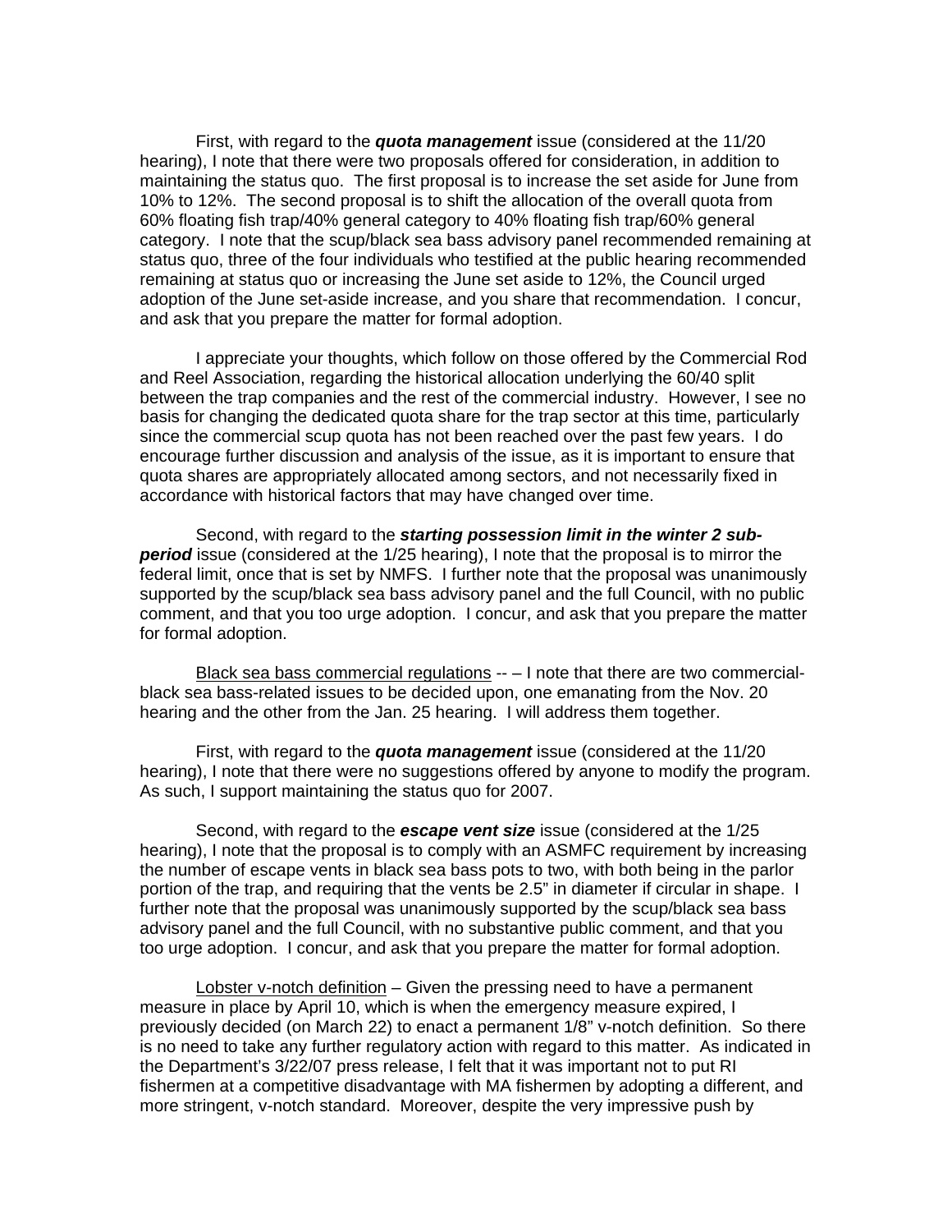First, with regard to the ***quota management*** issue (considered at the 11/20 hearing), I note that there were two proposals offered for consideration, in addition to maintaining the status quo. The first proposal is to increase the set aside for June from 10% to 12%. The second proposal is to shift the allocation of the overall quota from 60% floating fish trap/40% general category to 40% floating fish trap/60% general category. I note that the scup/black sea bass advisory panel recommended remaining at status quo, three of the four individuals who testified at the public hearing recommended remaining at status quo or increasing the June set aside to 12%, the Council urged adoption of the June set-aside increase, and you share that recommendation. I concur, and ask that you prepare the matter for formal adoption.

I appreciate your thoughts, which follow on those offered by the Commercial Rod and Reel Association, regarding the historical allocation underlying the 60/40 split between the trap companies and the rest of the commercial industry. However, I see no basis for changing the dedicated quota share for the trap sector at this time, particularly since the commercial scup quota has not been reached over the past few years. I do encourage further discussion and analysis of the issue, as it is important to ensure that quota shares are appropriately allocated among sectors, and not necessarily fixed in accordance with historical factors that may have changed over time.

Second, with regard to the ***starting possession limit in the winter 2 sub-period*** issue (considered at the 1/25 hearing), I note that the proposal is to mirror the federal limit, once that is set by NMFS. I further note that the proposal was unanimously supported by the scup/black sea bass advisory panel and the full Council, with no public comment, and that you too urge adoption. I concur, and ask that you prepare the matter for formal adoption.

<u>Black sea bass commercial regulations</u> -- – I note that there are two commercial-black sea bass-related issues to be decided upon, one emanating from the Nov. 20 hearing and the other from the Jan. 25 hearing. I will address them together.

First, with regard to the ***quota management*** issue (considered at the 11/20 hearing), I note that there were no suggestions offered by anyone to modify the program. As such, I support maintaining the status quo for 2007.

Second, with regard to the ***escape vent size*** issue (considered at the 1/25 hearing), I note that the proposal is to comply with an ASMFC requirement by increasing the number of escape vents in black sea bass pots to two, with both being in the parlor portion of the trap, and requiring that the vents be 2.5" in diameter if circular in shape. I further note that the proposal was unanimously supported by the scup/black sea bass advisory panel and the full Council, with no substantive public comment, and that you too urge adoption. I concur, and ask that you prepare the matter for formal adoption.

<u>Lobster v-notch definition</u> – Given the pressing need to have a permanent measure in place by April 10, which is when the emergency measure expired, I previously decided (on March 22) to enact a permanent 1/8" v-notch definition. So there is no need to take any further regulatory action with regard to this matter. As indicated in the Department's 3/22/07 press release, I felt that it was important not to put RI fishermen at a competitive disadvantage with MA fishermen by adopting a different, and more stringent, v-notch standard. Moreover, despite the very impressive push by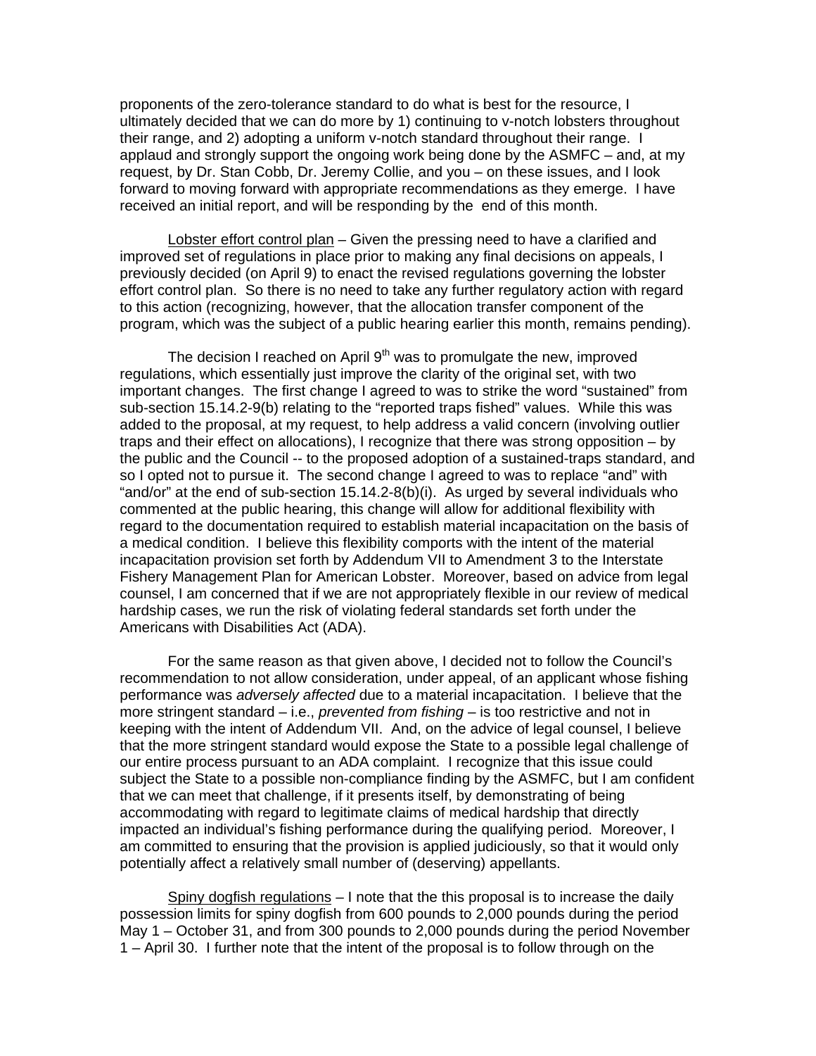proponents of the zero-tolerance standard to do what is best for the resource, I ultimately decided that we can do more by 1) continuing to v-notch lobsters throughout their range, and 2) adopting a uniform v-notch standard throughout their range. I applaud and strongly support the ongoing work being done by the ASMFC – and, at my request, by Dr. Stan Cobb, Dr. Jeremy Collie, and you – on these issues, and I look forward to moving forward with appropriate recommendations as they emerge. I have received an initial report, and will be responding by the end of this month.

Lobster effort control plan – Given the pressing need to have a clarified and improved set of regulations in place prior to making any final decisions on appeals, I previously decided (on April 9) to enact the revised regulations governing the lobster effort control plan. So there is no need to take any further regulatory action with regard to this action (recognizing, however, that the allocation transfer component of the program, which was the subject of a public hearing earlier this month, remains pending).

The decision I reached on April 9th was to promulgate the new, improved regulations, which essentially just improve the clarity of the original set, with two important changes. The first change I agreed to was to strike the word "sustained" from sub-section 15.14.2-9(b) relating to the "reported traps fished" values. While this was added to the proposal, at my request, to help address a valid concern (involving outlier traps and their effect on allocations), I recognize that there was strong opposition – by the public and the Council -- to the proposed adoption of a sustained-traps standard, and so I opted not to pursue it. The second change I agreed to was to replace "and" with "and/or" at the end of sub-section 15.14.2-8(b)(i). As urged by several individuals who commented at the public hearing, this change will allow for additional flexibility with regard to the documentation required to establish material incapacitation on the basis of a medical condition. I believe this flexibility comports with the intent of the material incapacitation provision set forth by Addendum VII to Amendment 3 to the Interstate Fishery Management Plan for American Lobster. Moreover, based on advice from legal counsel, I am concerned that if we are not appropriately flexible in our review of medical hardship cases, we run the risk of violating federal standards set forth under the Americans with Disabilities Act (ADA).

For the same reason as that given above, I decided not to follow the Council's recommendation to not allow consideration, under appeal, of an applicant whose fishing performance was *adversely affected* due to a material incapacitation. I believe that the more stringent standard – i.e., *prevented from fishing* – is too restrictive and not in keeping with the intent of Addendum VII. And, on the advice of legal counsel, I believe that the more stringent standard would expose the State to a possible legal challenge of our entire process pursuant to an ADA complaint. I recognize that this issue could subject the State to a possible non-compliance finding by the ASMFC, but I am confident that we can meet that challenge, if it presents itself, by demonstrating of being accommodating with regard to legitimate claims of medical hardship that directly impacted an individual's fishing performance during the qualifying period. Moreover, I am committed to ensuring that the provision is applied judiciously, so that it would only potentially affect a relatively small number of (deserving) appellants.

Spiny dogfish regulations – I note that the this proposal is to increase the daily possession limits for spiny dogfish from 600 pounds to 2,000 pounds during the period May 1 – October 31, and from 300 pounds to 2,000 pounds during the period November 1 – April 30. I further note that the intent of the proposal is to follow through on the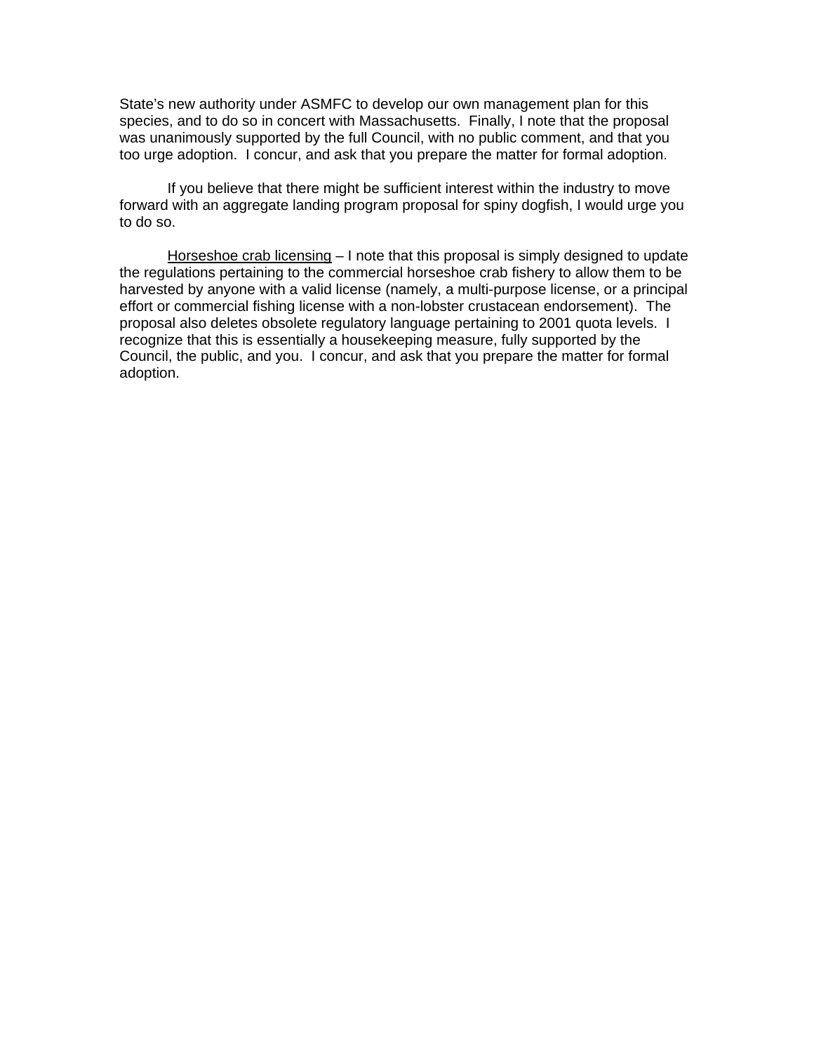State's new authority under ASMFC to develop our own management plan for this species, and to do so in concert with Massachusetts. Finally, I note that the proposal was unanimously supported by the full Council, with no public comment, and that you too urge adoption. I concur, and ask that you prepare the matter for formal adoption.

If you believe that there might be sufficient interest within the industry to move forward with an aggregate landing program proposal for spiny dogfish, I would urge you to do so.

<u>Horseshoe crab licensing</u> – I note that this proposal is simply designed to update the regulations pertaining to the commercial horseshoe crab fishery to allow them to be harvested by anyone with a valid license (namely, a multi-purpose license, or a principal effort or commercial fishing license with a non-lobster crustacean endorsement). The proposal also deletes obsolete regulatory language pertaining to 2001 quota levels. I recognize that this is essentially a housekeeping measure, fully supported by the Council, the public, and you. I concur, and ask that you prepare the matter for formal adoption.